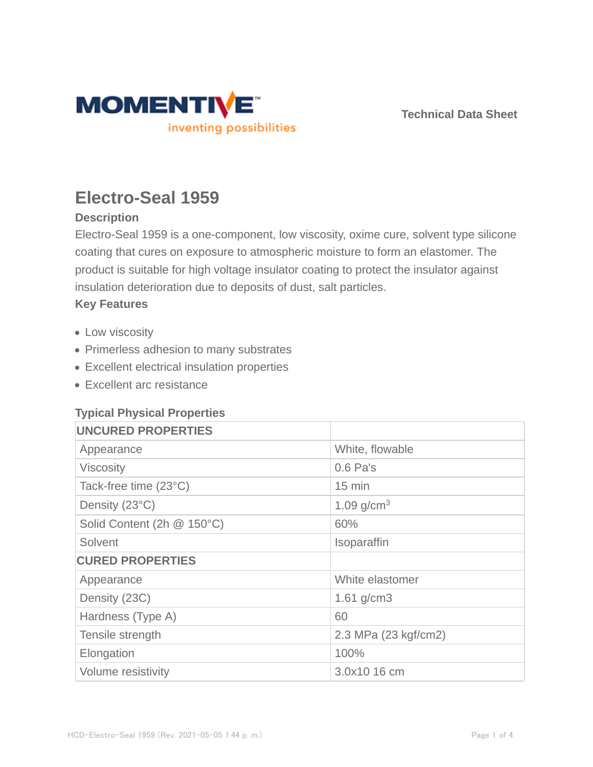Technical Data Sheet

# Electro-Seal 1959

## Description

Electro-Seal 1959 is a one-component, low viscosity, oxime cure, solvent type silicone coating that cures on exposure to atmospheric moisture to form an elastomer. The product is suitable for high voltage insulator coating to protect the insulator against insulation deterioration due to deposits of dust, salt particles.

## Key Features

- Low viscosity
- Primerless adhesion to many substrates
- Excellent electrical insulation properties
- Excellent arc resistance

## Typical Physical Properties

| UNCURED PROPERTIES | |
|---|---|
| Appearance | White, flowable |
| Viscosity | 0.6 Pa's |
| Tack-free time (23°C) | 15 min |
| Density (23°C) | 1.09 g/cm$^3$ |
| Solid Content (2h @ 150°C) | 60% |
| Solvent | Isoparaffin |
| **CURED PROPERTIES** | |
| Appearance | White elastomer |
| Density (23C) | 1.61 g/cm3 |
| Hardness (Type A) | 60 |
| Tensile strength | 2.3 MPa (23 kgf/cm2) |
| Elongation | 100% |
| Volume resistivity | 3.0x10 16 cm |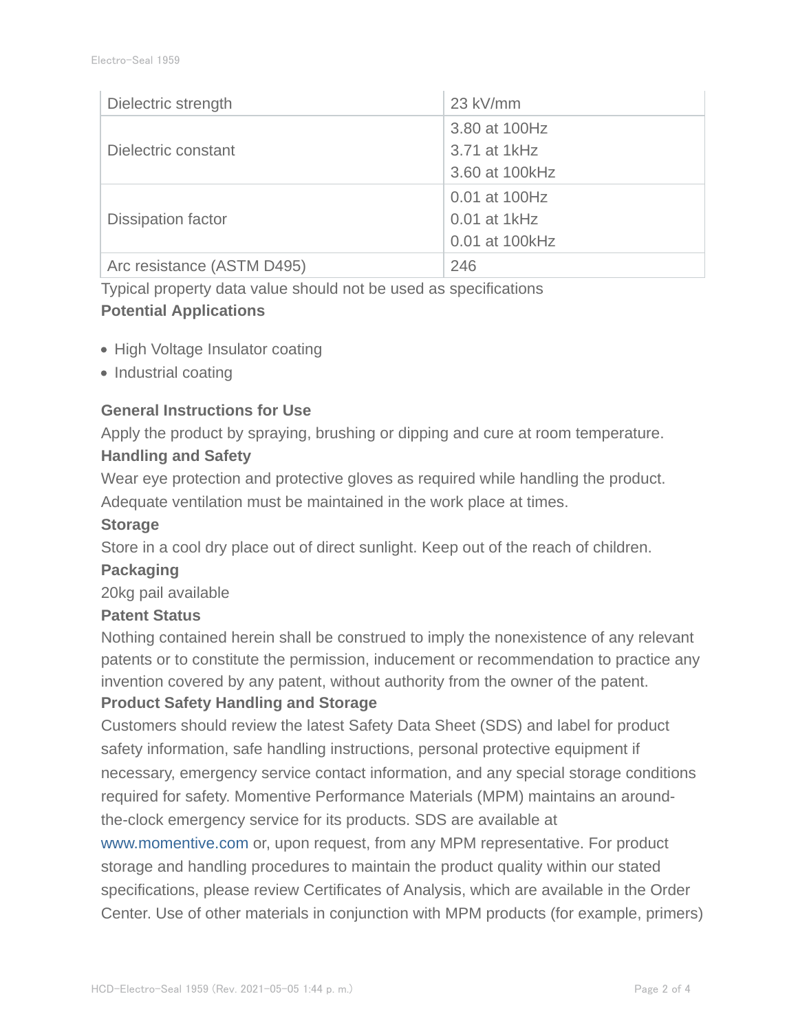| Property | Value |
|---|---|
| Dielectric strength | 23 kV/mm |
| Dielectric constant | 3.80 at 100Hz<br>3.71 at 1kHz<br>3.60 at 100kHz |
| Dissipation factor | 0.01 at 100Hz<br>0.01 at 1kHz<br>0.01 at 100kHz |
| Arc resistance (ASTM D495) | 246 |

Typical property data value should not be used as specifications

**Potential Applications**

- High Voltage Insulator coating
- Industrial coating

**General Instructions for Use**

Apply the product by spraying, brushing or dipping and cure at room temperature.

**Handling and Safety**

Wear eye protection and protective gloves as required while handling the product. Adequate ventilation must be maintained in the work place at times.

**Storage**

Store in a cool dry place out of direct sunlight. Keep out of the reach of children.

**Packaging**

20kg pail available

**Patent Status**

Nothing contained herein shall be construed to imply the nonexistence of any relevant patents or to constitute the permission, inducement or recommendation to practice any invention covered by any patent, without authority from the owner of the patent.

**Product Safety Handling and Storage**

Customers should review the latest Safety Data Sheet (SDS) and label for product safety information, safe handling instructions, personal protective equipment if necessary, emergency service contact information, and any special storage conditions required for safety. Momentive Performance Materials (MPM) maintains an around-the-clock emergency service for its products. SDS are available at www.momentive.com or, upon request, from any MPM representative. For product storage and handling procedures to maintain the product quality within our stated specifications, please review Certificates of Analysis, which are available in the Order Center. Use of other materials in conjunction with MPM products (for example, primers)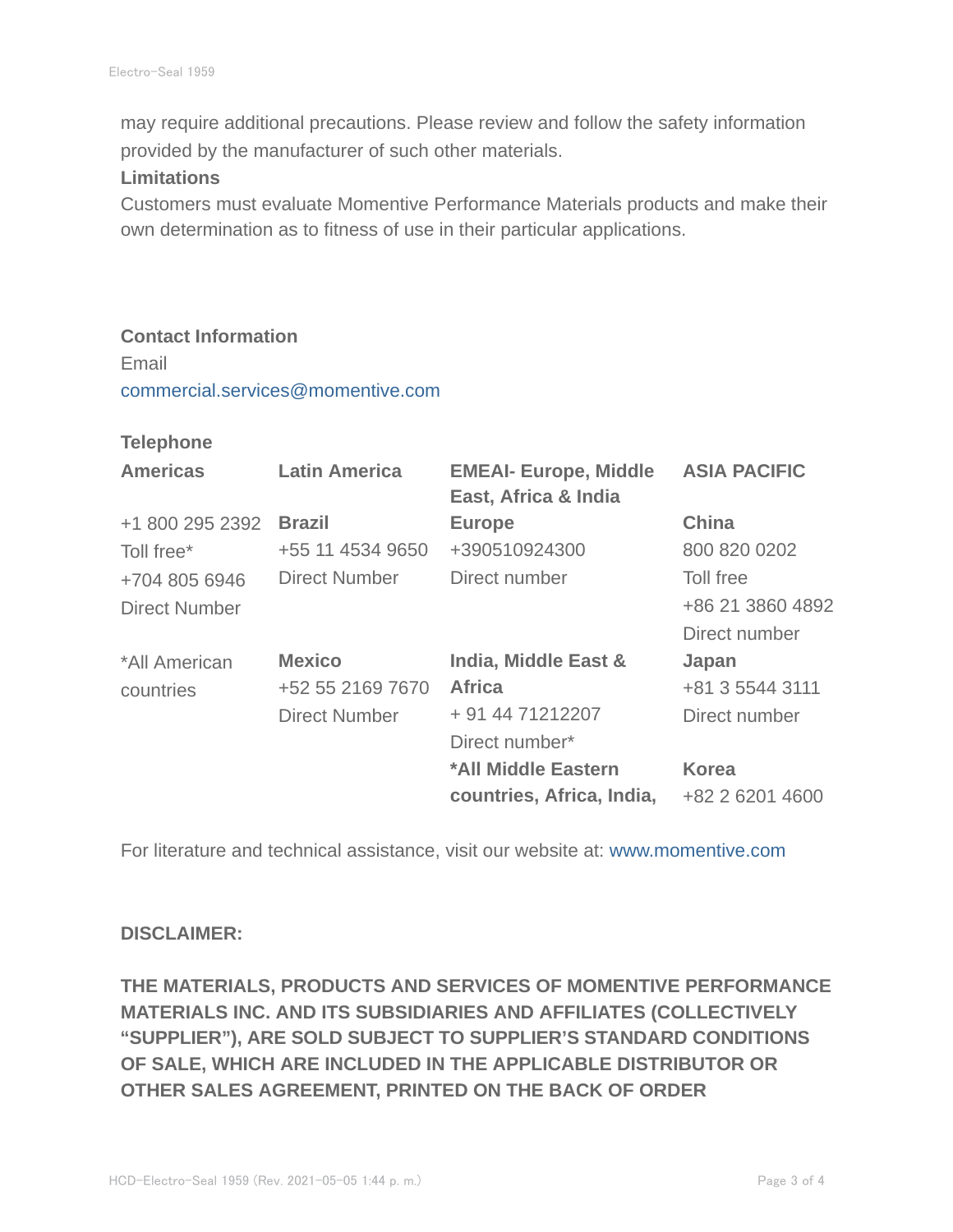may require additional precautions. Please review and follow the safety information provided by the manufacturer of such other materials.

**Limitations**

Customers must evaluate Momentive Performance Materials products and make their own determination as to fitness of use in their particular applications.

**Contact Information**

Email

commercial.services@momentive.com

**Telephone**

| **Americas** | **Latin America** | **EMEAI- Europe, Middle East, Africa & India** | **ASIA PACIFIC** |
|---|---|---|---|
| +1 800 295 2392<br>Toll free*<br>+704 805 6946<br>Direct Number | **Brazil**<br>+55 11 4534 9650<br>Direct Number | **Europe**<br>+390510924300<br>Direct number | **China**<br>800 820 0202<br>Toll free<br>+86 21 3860 4892<br>Direct number |
| *All American countries | **Mexico**<br>+52 55 2169 7670<br>Direct Number | **India, Middle East & Africa**<br>+ 91 44 71212207<br>Direct number* | **Japan**<br>+81 3 5544 3111<br>Direct number |
| | | ***All Middle Eastern countries, Africa, India,** | **Korea**<br>+82 2 6201 4600 |

For literature and technical assistance, visit our website at: www.momentive.com

**DISCLAIMER:**

**THE MATERIALS, PRODUCTS AND SERVICES OF MOMENTIVE PERFORMANCE MATERIALS INC. AND ITS SUBSIDIARIES AND AFFILIATES (COLLECTIVELY "SUPPLIER"), ARE SOLD SUBJECT TO SUPPLIER'S STANDARD CONDITIONS OF SALE, WHICH ARE INCLUDED IN THE APPLICABLE DISTRIBUTOR OR OTHER SALES AGREEMENT, PRINTED ON THE BACK OF ORDER**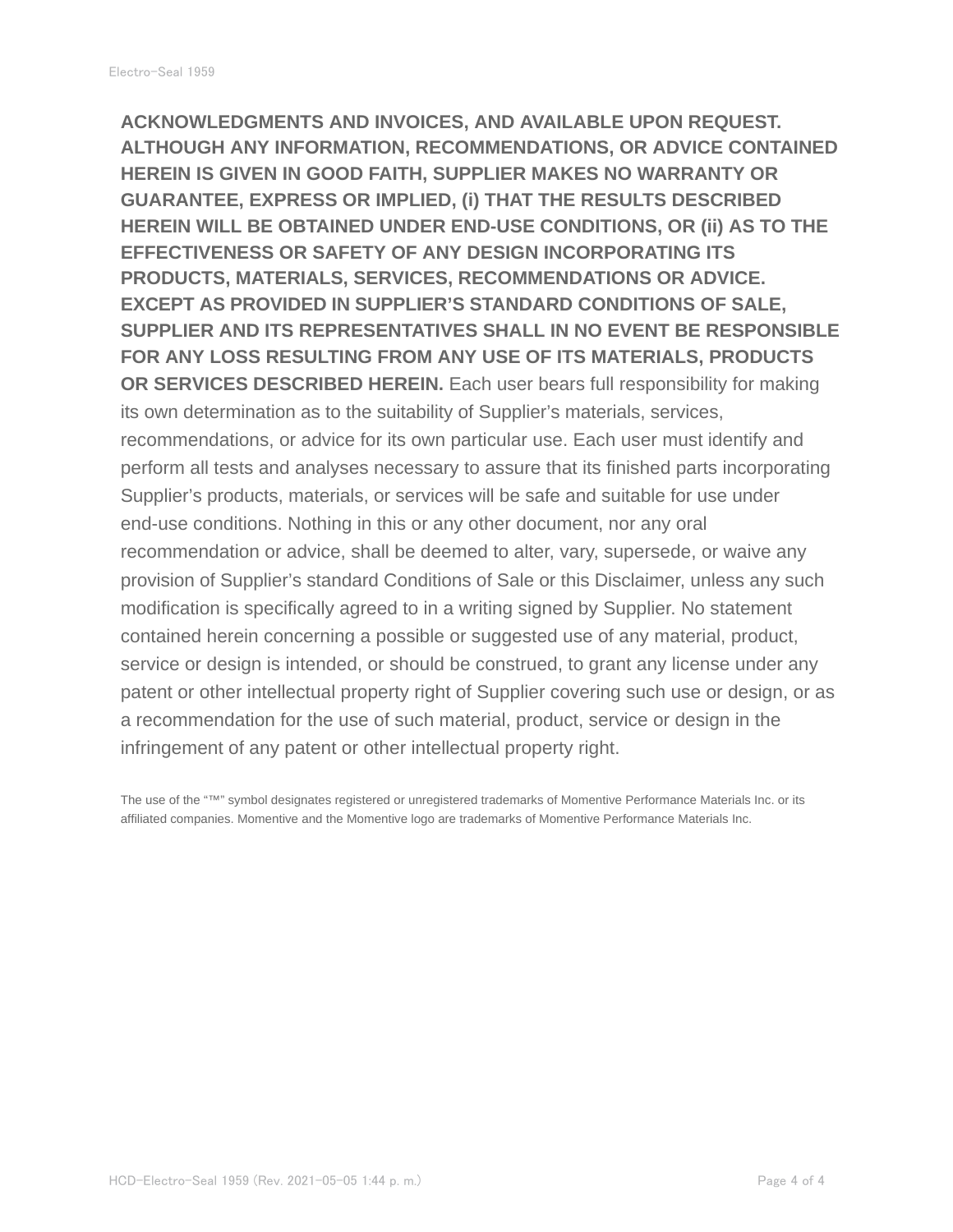**ACKNOWLEDGMENTS AND INVOICES, AND AVAILABLE UPON REQUEST. ALTHOUGH ANY INFORMATION, RECOMMENDATIONS, OR ADVICE CONTAINED HEREIN IS GIVEN IN GOOD FAITH, SUPPLIER MAKES NO WARRANTY OR GUARANTEE, EXPRESS OR IMPLIED, (i) THAT THE RESULTS DESCRIBED HEREIN WILL BE OBTAINED UNDER END-USE CONDITIONS, OR (ii) AS TO THE EFFECTIVENESS OR SAFETY OF ANY DESIGN INCORPORATING ITS PRODUCTS, MATERIALS, SERVICES, RECOMMENDATIONS OR ADVICE. EXCEPT AS PROVIDED IN SUPPLIER'S STANDARD CONDITIONS OF SALE, SUPPLIER AND ITS REPRESENTATIVES SHALL IN NO EVENT BE RESPONSIBLE FOR ANY LOSS RESULTING FROM ANY USE OF ITS MATERIALS, PRODUCTS OR SERVICES DESCRIBED HEREIN.** Each user bears full responsibility for making its own determination as to the suitability of Supplier's materials, services, recommendations, or advice for its own particular use. Each user must identify and perform all tests and analyses necessary to assure that its finished parts incorporating Supplier's products, materials, or services will be safe and suitable for use under end-use conditions. Nothing in this or any other document, nor any oral recommendation or advice, shall be deemed to alter, vary, supersede, or waive any provision of Supplier's standard Conditions of Sale or this Disclaimer, unless any such modification is specifically agreed to in a writing signed by Supplier. No statement contained herein concerning a possible or suggested use of any material, product, service or design is intended, or should be construed, to grant any license under any patent or other intellectual property right of Supplier covering such use or design, or as a recommendation for the use of such material, product, service or design in the infringement of any patent or other intellectual property right.

The use of the "™" symbol designates registered or unregistered trademarks of Momentive Performance Materials Inc. or its affiliated companies. Momentive and the Momentive logo are trademarks of Momentive Performance Materials Inc.